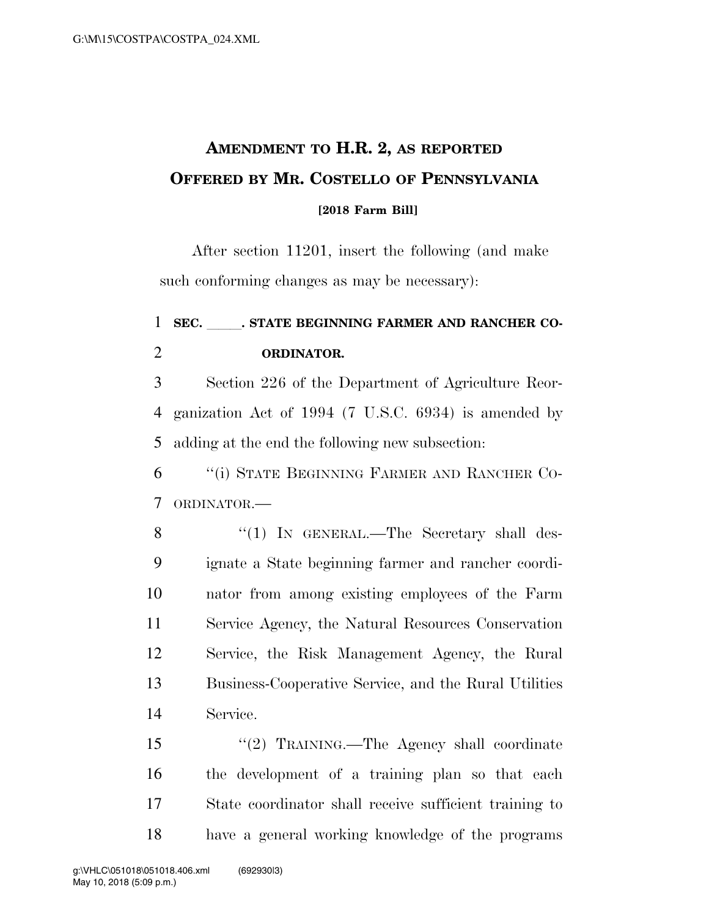# AMENDMENT TO H.R. 2, AS REPORTED OFFERED BY MR. COSTELLO OF PENNSYLVANIA

**[2018 Farm Bill]**

After section 11201, insert the following (and make such conforming changes as may be necessary):

**SEC. \_\_\_\_\_. STATE BEGINNING FARMER AND RANCHER COORDINATOR.**

Section 226 of the Department of Agriculture Reorganization Act of 1994 (7 U.S.C. 6934) is amended by adding at the end the following new subsection:

"(i) STATE BEGINNING FARMER AND RANCHER COORDINATOR.—

"(1) IN GENERAL.—The Secretary shall designate a State beginning farmer and rancher coordinator from among existing employees of the Farm Service Agency, the Natural Resources Conservation Service, the Risk Management Agency, the Rural Business-Cooperative Service, and the Rural Utilities Service.

"(2) TRAINING.—The Agency shall coordinate the development of a training plan so that each State coordinator shall receive sufficient training to have a general working knowledge of the programs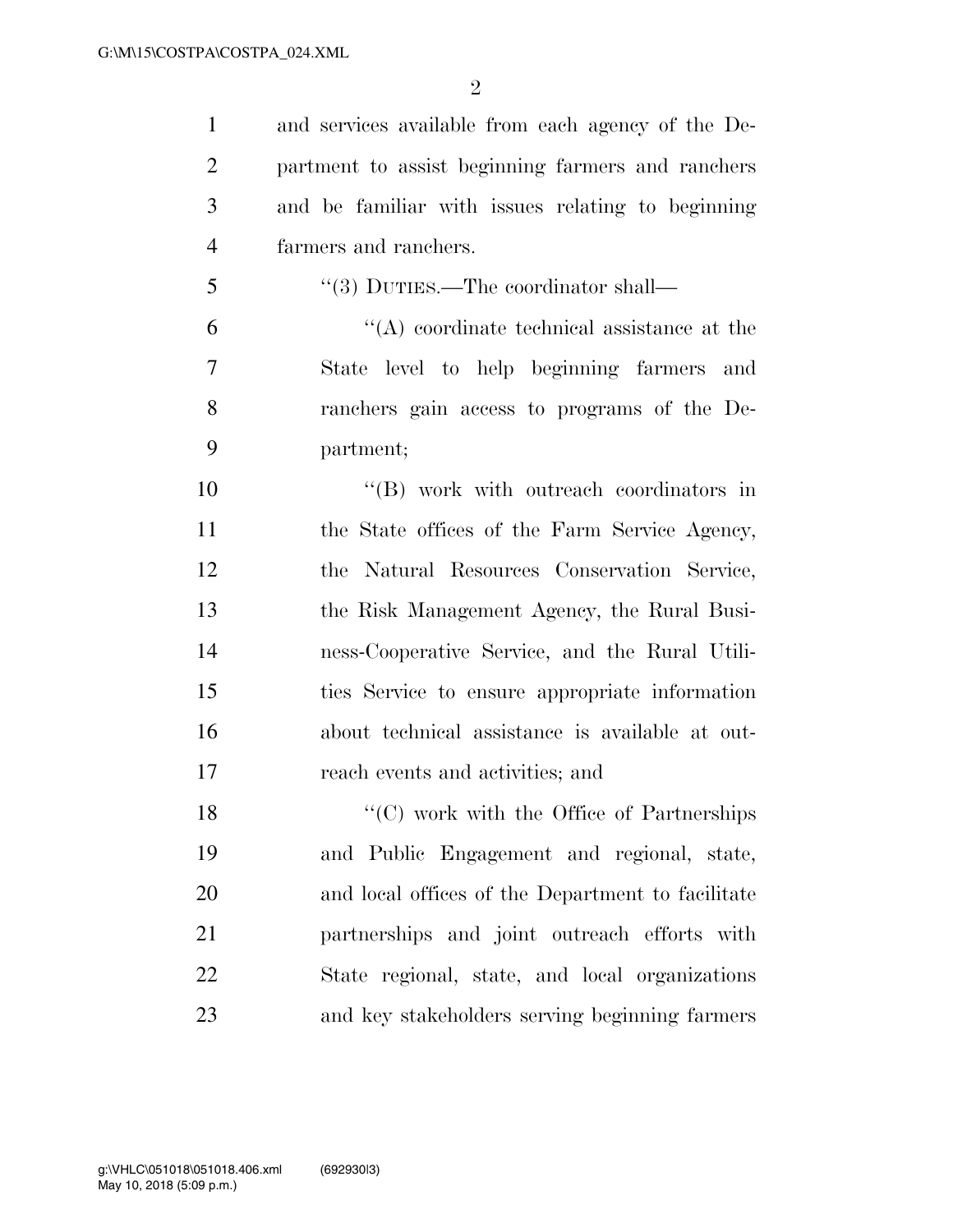and services available from each agency of the Department to assist beginning farmers and ranchers and be familiar with issues relating to beginning farmers and ranchers.

"(3) DUTIES.—The coordinator shall—

"(A) coordinate technical assistance at the State level to help beginning farmers and ranchers gain access to programs of the Department;

"(B) work with outreach coordinators in the State offices of the Farm Service Agency, the Natural Resources Conservation Service, the Risk Management Agency, the Rural Business-Cooperative Service, and the Rural Utilities Service to ensure appropriate information about technical assistance is available at outreach events and activities; and

"(C) work with the Office of Partnerships and Public Engagement and regional, state, and local offices of the Department to facilitate partnerships and joint outreach efforts with State regional, state, and local organizations and key stakeholders serving beginning farmers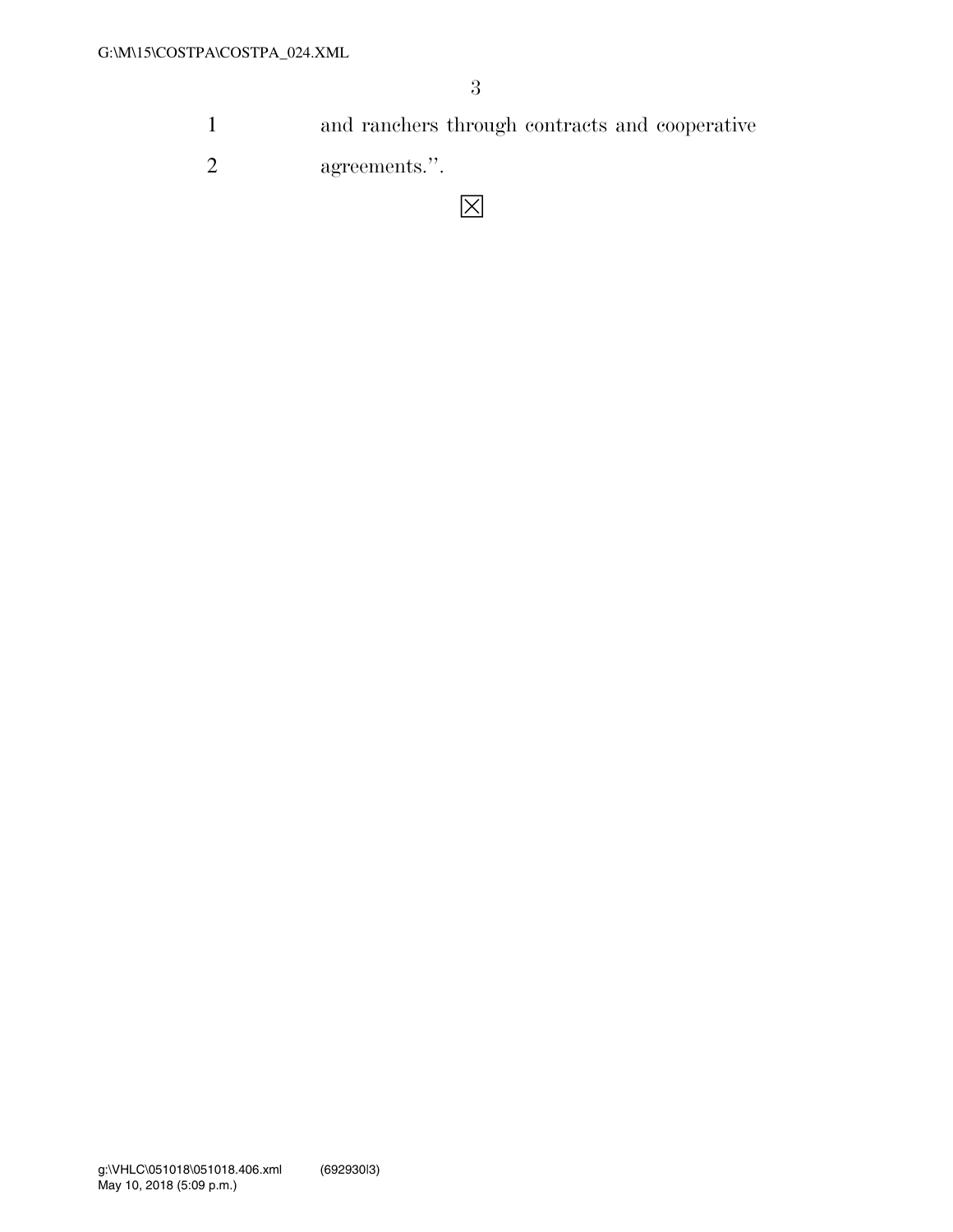and ranchers through contracts and cooperative agreements.''.

☒